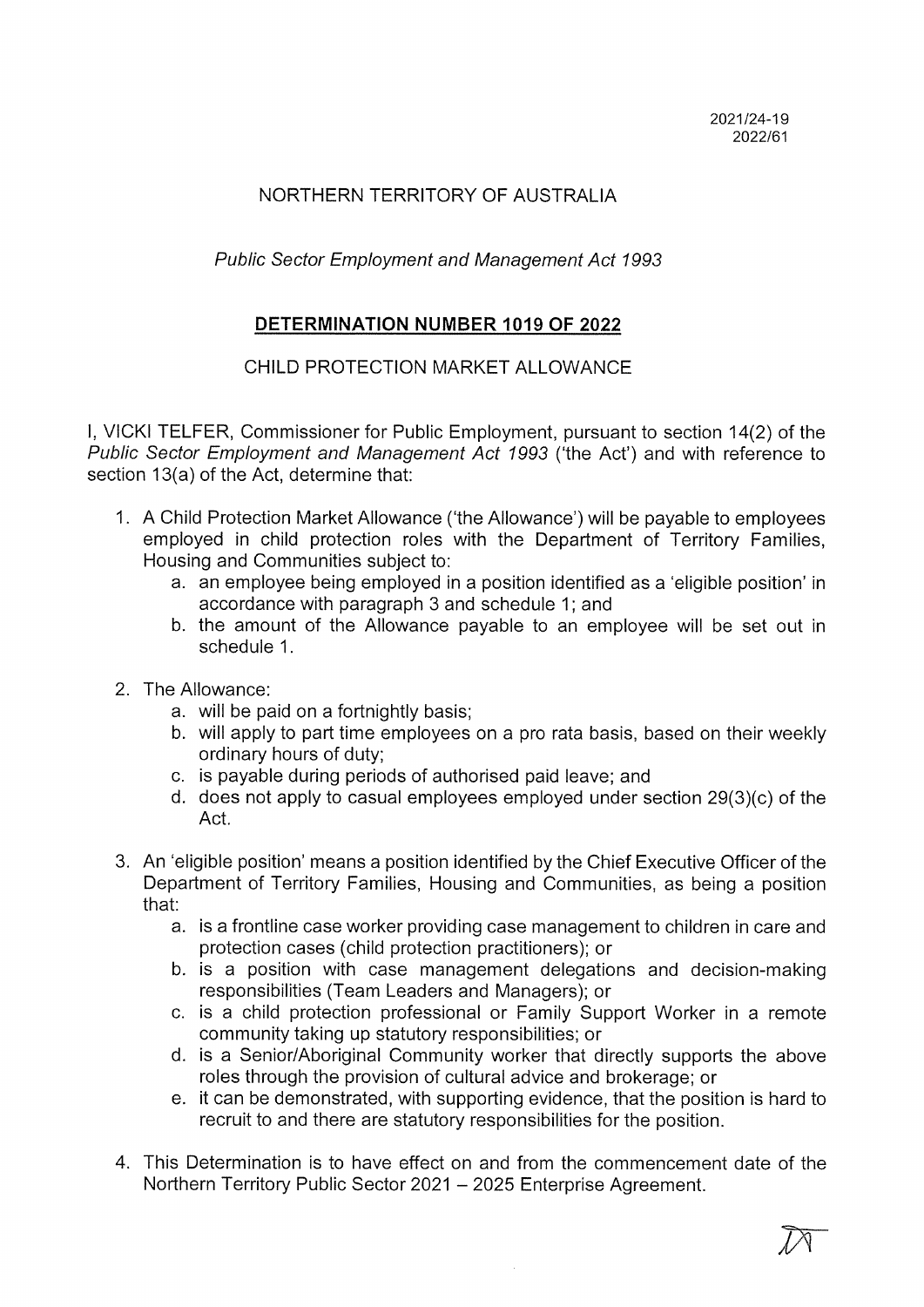2021/24-19
2022/61

NORTHERN TERRITORY OF AUSTRALIA

*Public Sector Employment and Management Act 1993*

## DETERMINATION NUMBER 1019 OF 2022

CHILD PROTECTION MARKET ALLOWANCE

I, VICKI TELFER, Commissioner for Public Employment, pursuant to section 14(2) of the *Public Sector Employment and Management Act 1993* ('the Act') and with reference to section 13(a) of the Act, determine that:

1. A Child Protection Market Allowance ('the Allowance') will be payable to employees employed in child protection roles with the Department of Territory Families, Housing and Communities subject to:
   a. an employee being employed in a position identified as a 'eligible position' in accordance with paragraph 3 and schedule 1; and
   b. the amount of the Allowance payable to an employee will be set out in schedule 1.

2. The Allowance:
   a. will be paid on a fortnightly basis;
   b. will apply to part time employees on a pro rata basis, based on their weekly ordinary hours of duty;
   c. is payable during periods of authorised paid leave; and
   d. does not apply to casual employees employed under section 29(3)(c) of the Act.

3. An 'eligible position' means a position identified by the Chief Executive Officer of the Department of Territory Families, Housing and Communities, as being a position that:
   a. is a frontline case worker providing case management to children in care and protection cases (child protection practitioners); or
   b. is a position with case management delegations and decision-making responsibilities (Team Leaders and Managers); or
   c. is a child protection professional or Family Support Worker in a remote community taking up statutory responsibilities; or
   d. is a Senior/Aboriginal Community worker that directly supports the above roles through the provision of cultural advice and brokerage; or
   e. it can be demonstrated, with supporting evidence, that the position is hard to recruit to and there are statutory responsibilities for the position.

4. This Determination is to have effect on and from the commencement date of the Northern Territory Public Sector 2021 – 2025 Enterprise Agreement.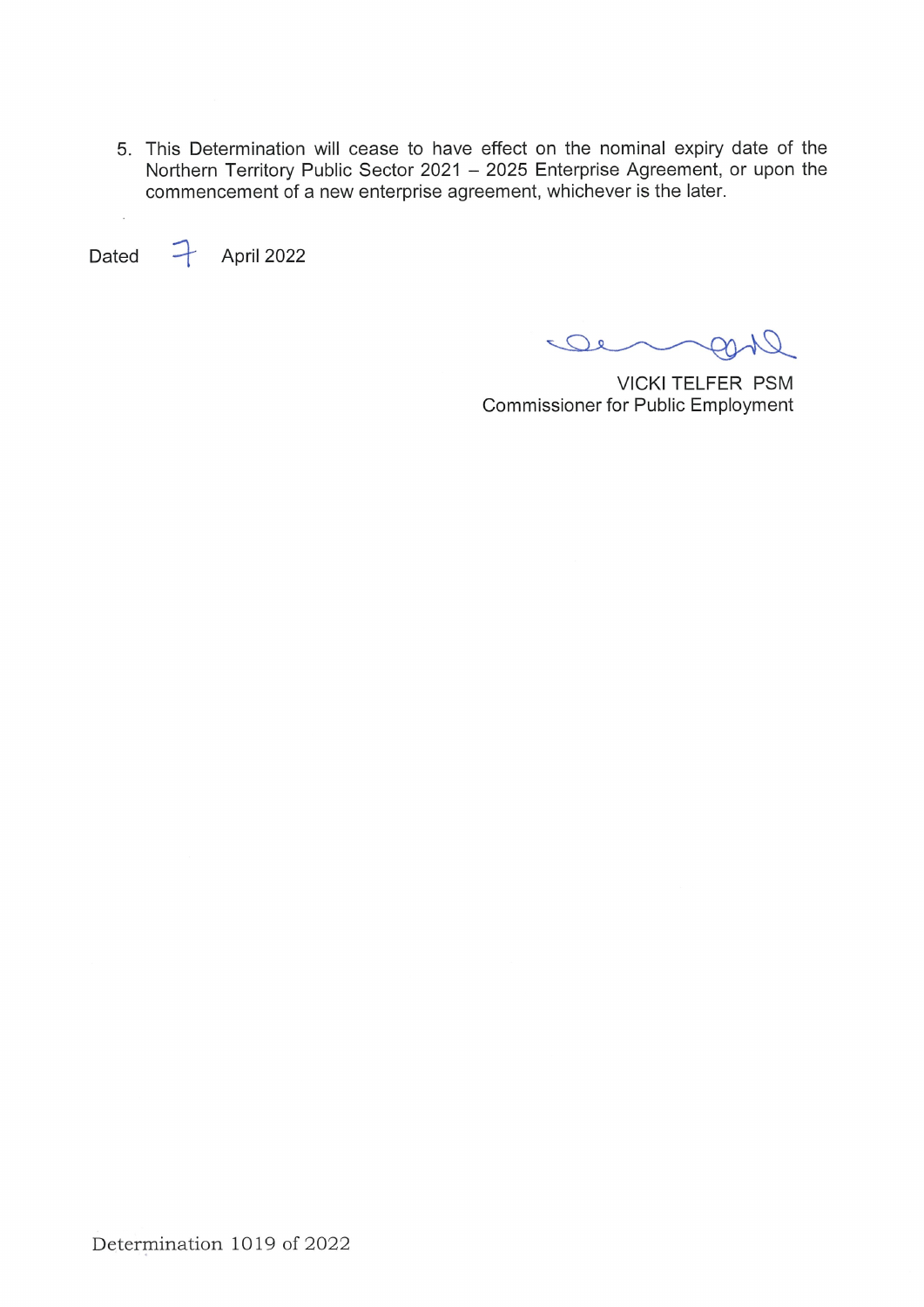5. This Determination will cease to have effect on the nominal expiry date of the Northern Territory Public Sector 2021 – 2025 Enterprise Agreement, or upon the commencement of a new enterprise agreement, whichever is the later.

Dated 7 April 2022

VICKI TELFER PSM
Commissioner for Public Employment

Determination 1019 of 2022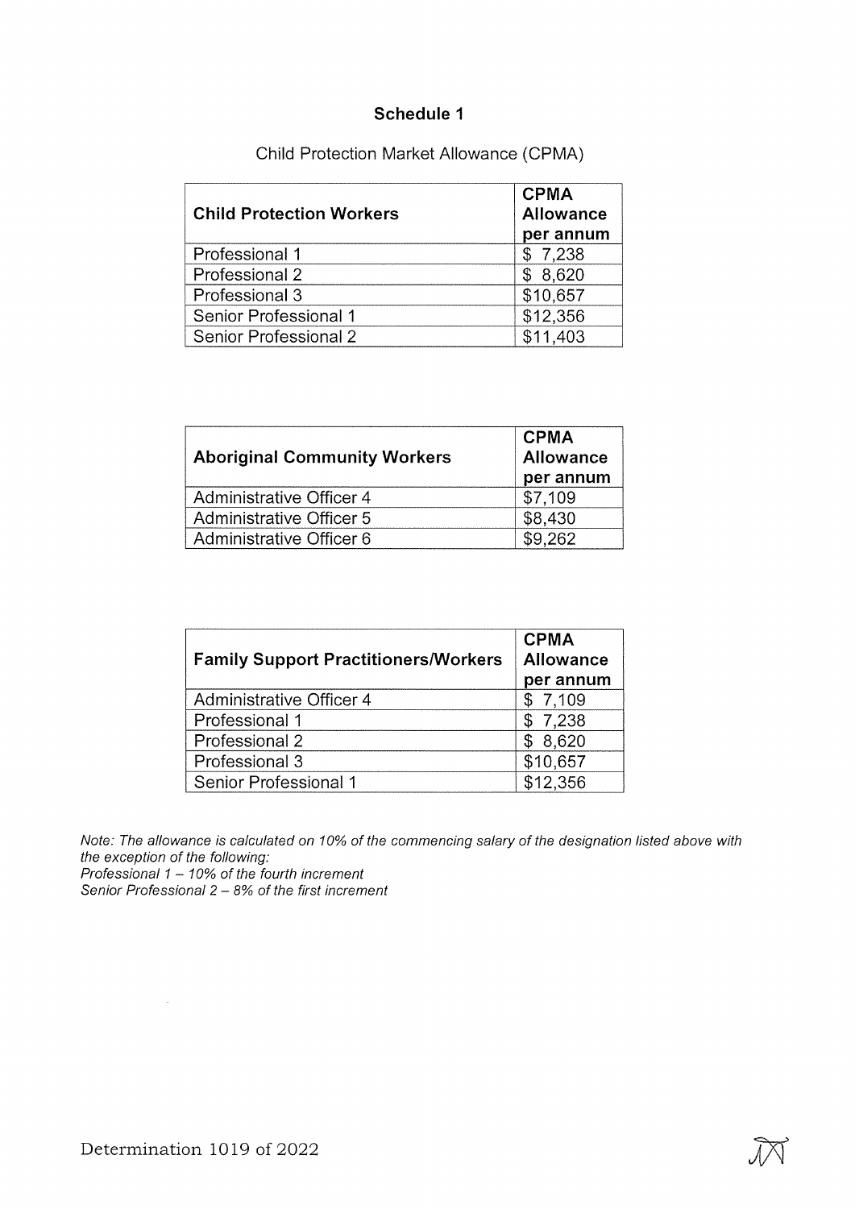# Schedule 1

Child Protection Market Allowance (CPMA)

| Child Protection Workers | CPMA Allowance per annum |
|---|---|
| Professional 1 | $ 7,238 |
| Professional 2 | $ 8,620 |
| Professional 3 | $10,657 |
| Senior Professional 1 | $12,356 |
| Senior Professional 2 | $11,403 |

| Aboriginal Community Workers | CPMA Allowance per annum |
|---|---|
| Administrative Officer 4 | $7,109 |
| Administrative Officer 5 | $8,430 |
| Administrative Officer 6 | $9,262 |

| Family Support Practitioners/Workers | CPMA Allowance per annum |
|---|---|
| Administrative Officer 4 | $ 7,109 |
| Professional 1 | $ 7,238 |
| Professional 2 | $ 8,620 |
| Professional 3 | $10,657 |
| Senior Professional 1 | $12,356 |

*Note: The allowance is calculated on 10% of the commencing salary of the designation listed above with the exception of the following:*
*Professional 1 – 10% of the fourth increment*
*Senior Professional 2 – 8% of the first increment*

Determination 1019 of 2022